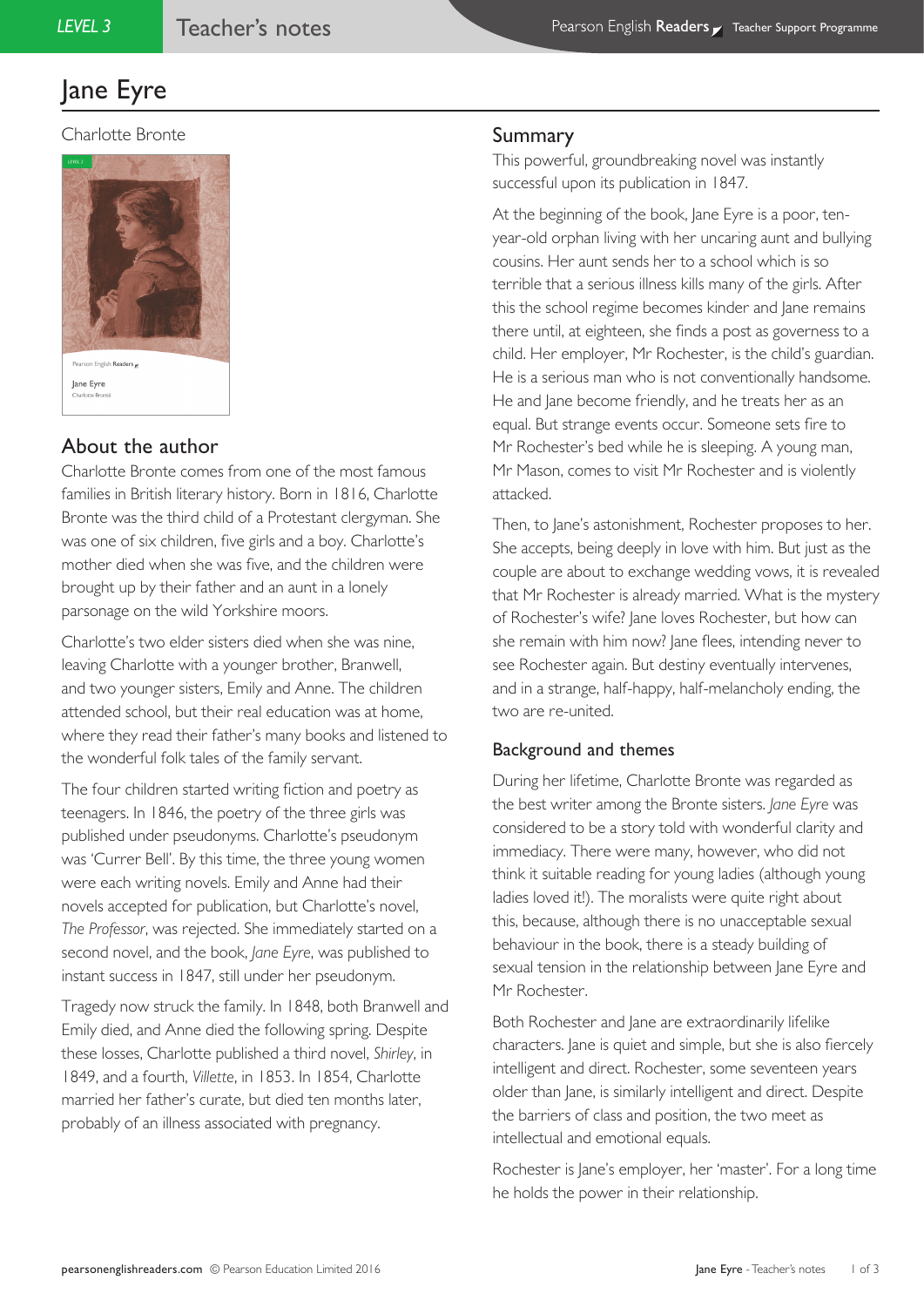# Jane Eyre

Charlotte Bronte

## About the author

Charlotte Bronte comes from one of the most famous families in British literary history. Born in 1816, Charlotte Bronte was the third child of a Protestant clergyman. She was one of six children, five girls and a boy. Charlotte's mother died when she was five, and the children were brought up by their father and an aunt in a lonely parsonage on the wild Yorkshire moors.

Charlotte's two elder sisters died when she was nine, leaving Charlotte with a younger brother, Branwell, and two younger sisters, Emily and Anne. The children attended school, but their real education was at home, where they read their father's many books and listened to the wonderful folk tales of the family servant.

The four children started writing fiction and poetry as teenagers. In 1846, the poetry of the three girls was published under pseudonyms. Charlotte's pseudonym was 'Currer Bell'. By this time, the three young women were each writing novels. Emily and Anne had their novels accepted for publication, but Charlotte's novel, *The Professor*, was rejected. She immediately started on a second novel, and the book, *Jane Eyre*, was published to instant success in 1847, still under her pseudonym.

Tragedy now struck the family. In 1848, both Branwell and Emily died, and Anne died the following spring. Despite these losses, Charlotte published a third novel, *Shirley*, in 1849, and a fourth, *Villette*, in 1853. In 1854, Charlotte married her father's curate, but died ten months later, probably of an illness associated with pregnancy.

## Summary

This powerful, groundbreaking novel was instantly successful upon its publication in 1847.

At the beginning of the book, Jane Eyre is a poor, ten-year-old orphan living with her uncaring aunt and bullying cousins. Her aunt sends her to a school which is so terrible that a serious illness kills many of the girls. After this the school regime becomes kinder and Jane remains there until, at eighteen, she finds a post as governess to a child. Her employer, Mr Rochester, is the child's guardian. He is a serious man who is not conventionally handsome. He and Jane become friendly, and he treats her as an equal. But strange events occur. Someone sets fire to Mr Rochester's bed while he is sleeping. A young man, Mr Mason, comes to visit Mr Rochester and is violently attacked.

Then, to Jane's astonishment, Rochester proposes to her. She accepts, being deeply in love with him. But just as the couple are about to exchange wedding vows, it is revealed that Mr Rochester is already married. What is the mystery of Rochester's wife? Jane loves Rochester, but how can she remain with him now? Jane flees, intending never to see Rochester again. But destiny eventually intervenes, and in a strange, half-happy, half-melancholy ending, the two are re-united.

### Background and themes

During her lifetime, Charlotte Bronte was regarded as the best writer among the Bronte sisters. *Jane Eyre* was considered to be a story told with wonderful clarity and immediacy. There were many, however, who did not think it suitable reading for young ladies (although young ladies loved it!). The moralists were quite right about this, because, although there is no unacceptable sexual behaviour in the book, there is a steady building of sexual tension in the relationship between Jane Eyre and Mr Rochester.

Both Rochester and Jane are extraordinarily lifelike characters. Jane is quiet and simple, but she is also fiercely intelligent and direct. Rochester, some seventeen years older than Jane, is similarly intelligent and direct. Despite the barriers of class and position, the two meet as intellectual and emotional equals.

Rochester is Jane's employer, her 'master'. For a long time he holds the power in their relationship.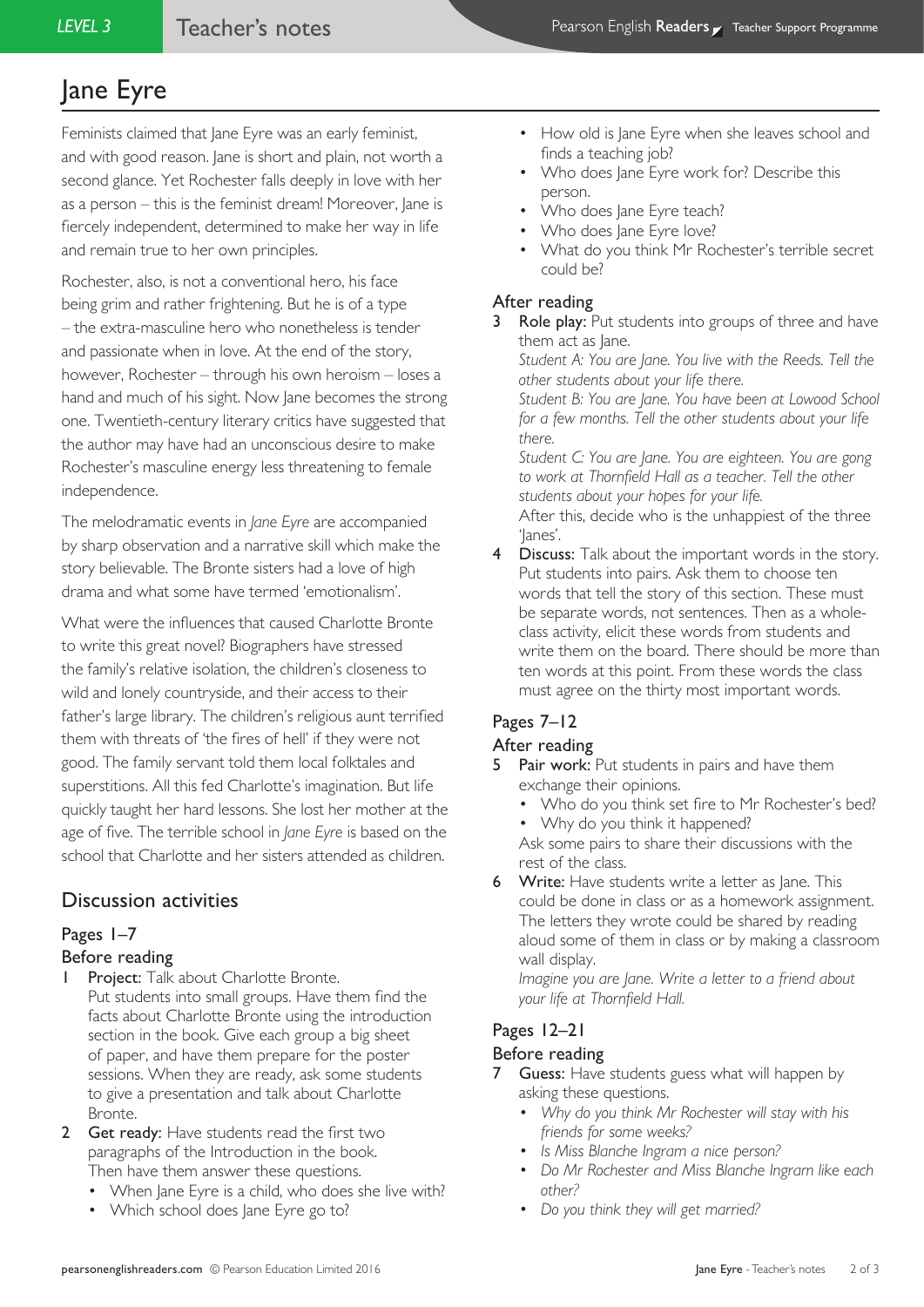# Jane Eyre

Feminists claimed that Jane Eyre was an early feminist, and with good reason. Jane is short and plain, not worth a second glance. Yet Rochester falls deeply in love with her as a person – this is the feminist dream! Moreover, Jane is fiercely independent, determined to make her way in life and remain true to her own principles.

Rochester, also, is not a conventional hero, his face being grim and rather frightening. But he is of a type – the extra-masculine hero who nonetheless is tender and passionate when in love. At the end of the story, however, Rochester – through his own heroism – loses a hand and much of his sight. Now Jane becomes the strong one. Twentieth-century literary critics have suggested that the author may have had an unconscious desire to make Rochester's masculine energy less threatening to female independence.

The melodramatic events in *Jane Eyre* are accompanied by sharp observation and a narrative skill which make the story believable. The Bronte sisters had a love of high drama and what some have termed 'emotionalism'.

What were the influences that caused Charlotte Bronte to write this great novel? Biographers have stressed the family's relative isolation, the children's closeness to wild and lonely countryside, and their access to their father's large library. The children's religious aunt terrified them with threats of 'the fires of hell' if they were not good. The family servant told them local folktales and superstitions. All this fed Charlotte's imagination. But life quickly taught her hard lessons. She lost her mother at the age of five. The terrible school in *Jane Eyre* is based on the school that Charlotte and her sisters attended as children.

## Discussion activities

### Pages 1–7

### Before reading

1 **Project:** Talk about Charlotte Bronte.
Put students into small groups. Have them find the facts about Charlotte Bronte using the introduction section in the book. Give each group a big sheet of paper, and have them prepare for the poster sessions. When they are ready, ask some students to give a presentation and talk about Charlotte Bronte.

2 **Get ready:** Have students read the first two paragraphs of the Introduction in the book.
Then have them answer these questions.
- When Jane Eyre is a child, who does she live with?
- Which school does Jane Eyre go to?
- How old is Jane Eyre when she leaves school and finds a teaching job?
- Who does Jane Eyre work for? Describe this person.
- Who does Jane Eyre teach?
- Who does Jane Eyre love?
- What do you think Mr Rochester's terrible secret could be?

### After reading

3 **Role play:** Put students into groups of three and have them act as Jane.
*Student A: You are Jane. You live with the Reeds. Tell the other students about your life there.*
*Student B: You are Jane. You have been at Lowood School for a few months. Tell the other students about your life there.*
*Student C: You are Jane. You are eighteen. You are gong to work at Thornfield Hall as a teacher. Tell the other students about your hopes for your life.*
After this, decide who is the unhappiest of the three 'Janes'.

4 **Discuss:** Talk about the important words in the story. Put students into pairs. Ask them to choose ten words that tell the story of this section. These must be separate words, not sentences. Then as a whole-class activity, elicit these words from students and write them on the board. There should be more than ten words at this point. From these words the class must agree on the thirty most important words.

### Pages 7–12

### After reading

5 **Pair work:** Put students in pairs and have them exchange their opinions.
- Who do you think set fire to Mr Rochester's bed?
- Why do you think it happened?

Ask some pairs to share their discussions with the rest of the class.

6 **Write:** Have students write a letter as Jane. This could be done in class or as a homework assignment. The letters they wrote could be shared by reading aloud some of them in class or by making a classroom wall display.
*Imagine you are Jane. Write a letter to a friend about your life at Thornfield Hall.*

### Pages 12–21

### Before reading

7 **Guess:** Have students guess what will happen by asking these questions.
- *Why do you think Mr Rochester will stay with his friends for some weeks?*
- *Is Miss Blanche Ingram a nice person?*
- *Do Mr Rochester and Miss Blanche Ingram like each other?*
- *Do you think they will get married?*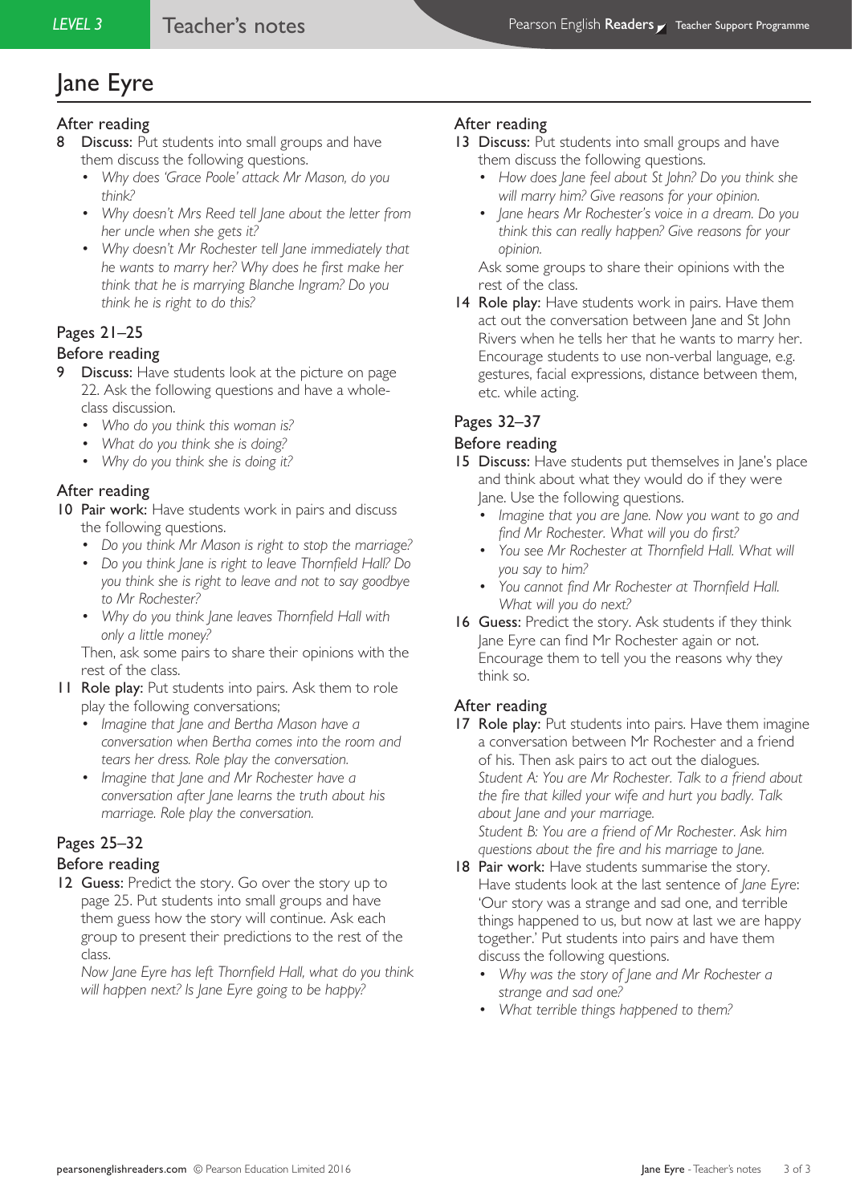# Jane Eyre

## After reading

8 **Discuss:** Put students into small groups and have them discuss the following questions.
- *Why does 'Grace Poole' attack Mr Mason, do you think?*
- *Why doesn't Mrs Reed tell Jane about the letter from her uncle when she gets it?*
- *Why doesn't Mr Rochester tell Jane immediately that he wants to marry her? Why does he first make her think that he is marrying Blanche Ingram? Do you think he is right to do this?*

## Pages 21–25

### Before reading

9 **Discuss:** Have students look at the picture on page 22. Ask the following questions and have a whole-class discussion.
- *Who do you think this woman is?*
- *What do you think she is doing?*
- *Why do you think she is doing it?*

### After reading

10 **Pair work:** Have students work in pairs and discuss the following questions.
- *Do you think Mr Mason is right to stop the marriage?*
- *Do you think Jane is right to leave Thornfield Hall? Do you think she is right to leave and not to say goodbye to Mr Rochester?*
- *Why do you think Jane leaves Thornfield Hall with only a little money?*

Then, ask some pairs to share their opinions with the rest of the class.

11 **Role play:** Put students into pairs. Ask them to role play the following conversations;
- *Imagine that Jane and Bertha Mason have a conversation when Bertha comes into the room and tears her dress. Role play the conversation.*
- *Imagine that Jane and Mr Rochester have a conversation after Jane learns the truth about his marriage. Role play the conversation.*

## Pages 25–32

### Before reading

12 **Guess:** Predict the story. Go over the story up to page 25. Put students into small groups and have them guess how the story will continue. Ask each group to present their predictions to the rest of the class.
*Now Jane Eyre has left Thornfield Hall, what do you think will happen next? Is Jane Eyre going to be happy?*

### After reading

13 **Discuss:** Put students into small groups and have them discuss the following questions.
- *How does Jane feel about St John? Do you think she will marry him? Give reasons for your opinion.*
- *Jane hears Mr Rochester's voice in a dream. Do you think this can really happen? Give reasons for your opinion.*

Ask some groups to share their opinions with the rest of the class.

14 **Role play:** Have students work in pairs. Have them act out the conversation between Jane and St John Rivers when he tells her that he wants to marry her. Encourage students to use non-verbal language, e.g. gestures, facial expressions, distance between them, etc. while acting.

## Pages 32–37

### Before reading

15 **Discuss:** Have students put themselves in Jane's place and think about what they would do if they were Jane. Use the following questions.
- *Imagine that you are Jane. Now you want to go and find Mr Rochester. What will you do first?*
- *You see Mr Rochester at Thornfield Hall. What will you say to him?*
- *You cannot find Mr Rochester at Thornfield Hall. What will you do next?*

16 **Guess:** Predict the story. Ask students if they think Jane Eyre can find Mr Rochester again or not. Encourage them to tell you the reasons why they think so.

### After reading

17 **Role play:** Put students into pairs. Have them imagine a conversation between Mr Rochester and a friend of his. Then ask pairs to act out the dialogues.
*Student A: You are Mr Rochester. Talk to a friend about the fire that killed your wife and hurt you badly. Talk about Jane and your marriage.*
*Student B: You are a friend of Mr Rochester. Ask him questions about the fire and his marriage to Jane.*

18 **Pair work:** Have students summarise the story. Have students look at the last sentence of *Jane Eyre*: 'Our story was a strange and sad one, and terrible things happened to us, but now at last we are happy together.' Put students into pairs and have them discuss the following questions.
- *Why was the story of Jane and Mr Rochester a strange and sad one?*
- *What terrible things happened to them?*